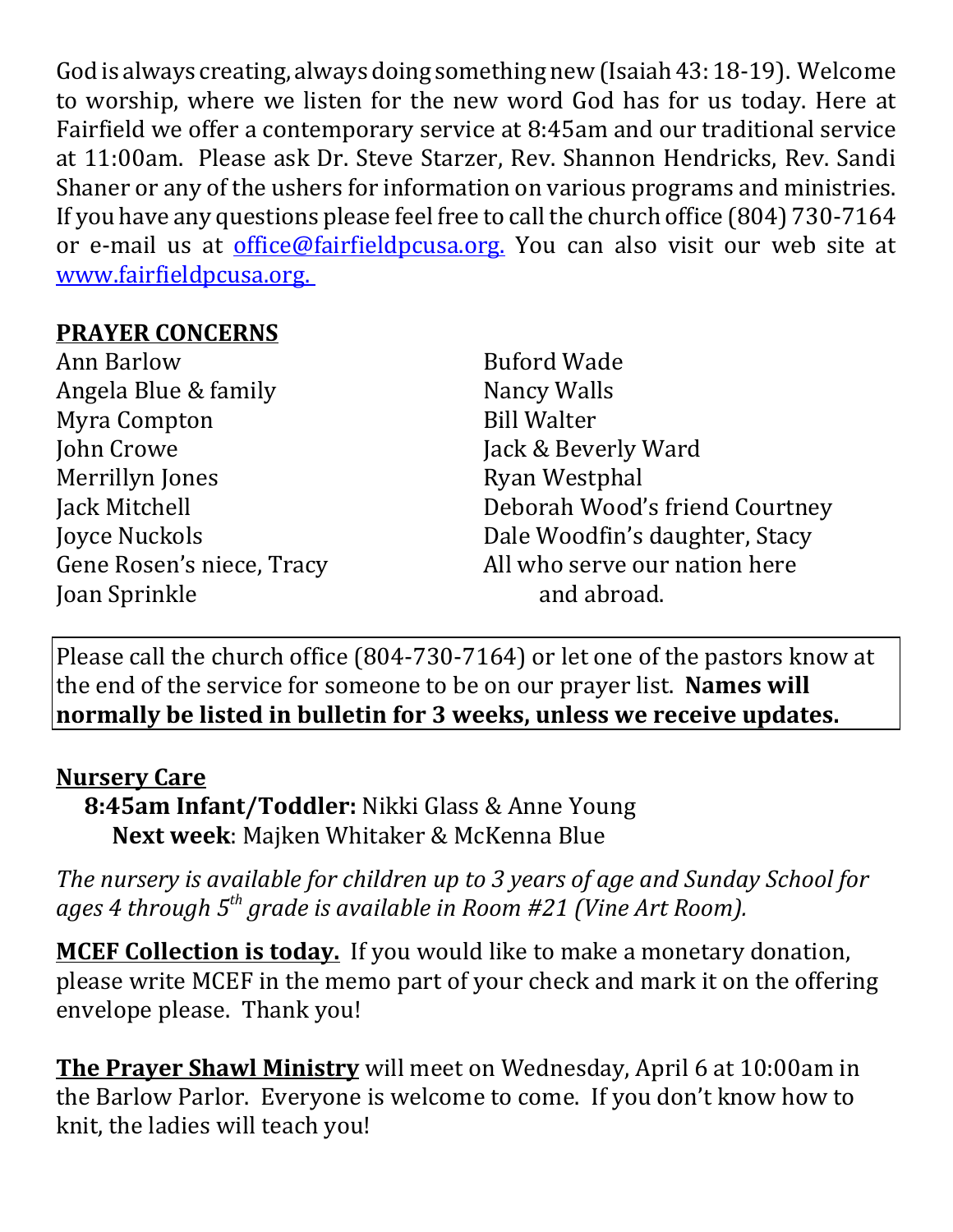God is always creating, always doing something new (Isaiah 43: 18-19). Welcome to worship, where we listen for the new word God has for us today. Here at Fairfield we offer a contemporary service at 8:45am and our traditional service at 11:00am. Please ask Dr. Steve Starzer, Rev. Shannon Hendricks, Rev. Sandi Shaner or any of the ushers for information on various programs and ministries. If you have any questions please feel free to call the church office (804) 730-7164 or e-mail us at office@fairfieldpcusa.org. You can also visit our web site at www.fairfieldpcusa.org.

**PRAYER CONCERNS**

Ann Barlow
Angela Blue & family
Myra Compton
John Crowe
Merrillyn Jones
Jack Mitchell
Joyce Nuckols
Gene Rosen's niece, Tracy
Joan Sprinkle
Buford Wade
Nancy Walls
Bill Walter
Jack & Beverly Ward
Ryan Westphal
Deborah Wood's friend Courtney
Dale Woodfin's daughter, Stacy
All who serve our nation here and abroad.

Please call the church office (804-730-7164) or let one of the pastors know at the end of the service for someone to be on our prayer list. **Names will normally be listed in bulletin for 3 weeks, unless we receive updates.**

**Nursery Care**

**8:45am Infant/Toddler:** Nikki Glass & Anne Young
**Next week**: Majken Whitaker & McKenna Blue

*The nursery is available for children up to 3 years of age and Sunday School for ages 4 through 5th grade is available in Room #21 (Vine Art Room).*

**MCEF Collection is today.** If you would like to make a monetary donation, please write MCEF in the memo part of your check and mark it on the offering envelope please. Thank you!

**The Prayer Shawl Ministry** will meet on Wednesday, April 6 at 10:00am in the Barlow Parlor. Everyone is welcome to come. If you don't know how to knit, the ladies will teach you!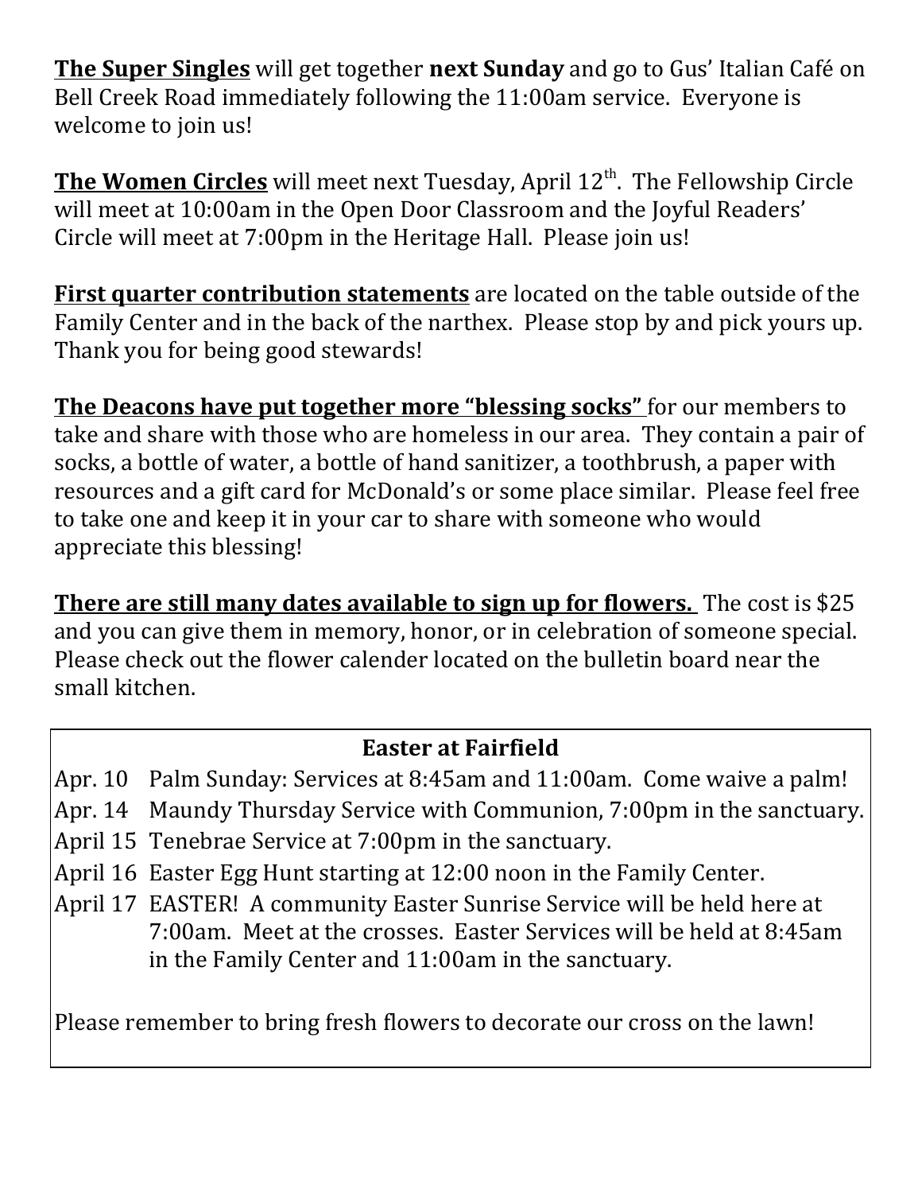**The Super Singles** will get together **next Sunday** and go to Gus' Italian Café on Bell Creek Road immediately following the 11:00am service. Everyone is welcome to join us!

**The Women Circles** will meet next Tuesday, April 12th. The Fellowship Circle will meet at 10:00am in the Open Door Classroom and the Joyful Readers' Circle will meet at 7:00pm in the Heritage Hall. Please join us!

**First quarter contribution statements** are located on the table outside of the Family Center and in the back of the narthex. Please stop by and pick yours up. Thank you for being good stewards!

**The Deacons have put together more "blessing socks"** for our members to take and share with those who are homeless in our area. They contain a pair of socks, a bottle of water, a bottle of hand sanitizer, a toothbrush, a paper with resources and a gift card for McDonald's or some place similar. Please feel free to take one and keep it in your car to share with someone who would appreciate this blessing!

**There are still many dates available to sign up for flowers.** The cost is $25 and you can give them in memory, honor, or in celebration of someone special. Please check out the flower calender located on the bulletin board near the small kitchen.

## Easter at Fairfield

- Apr. 10 Palm Sunday: Services at 8:45am and 11:00am. Come waive a palm!
- Apr. 14 Maundy Thursday Service with Communion, 7:00pm in the sanctuary.
- April 15 Tenebrae Service at 7:00pm in the sanctuary.
- April 16 Easter Egg Hunt starting at 12:00 noon in the Family Center.
- April 17 EASTER! A community Easter Sunrise Service will be held here at 7:00am. Meet at the crosses. Easter Services will be held at 8:45am in the Family Center and 11:00am in the sanctuary.

Please remember to bring fresh flowers to decorate our cross on the lawn!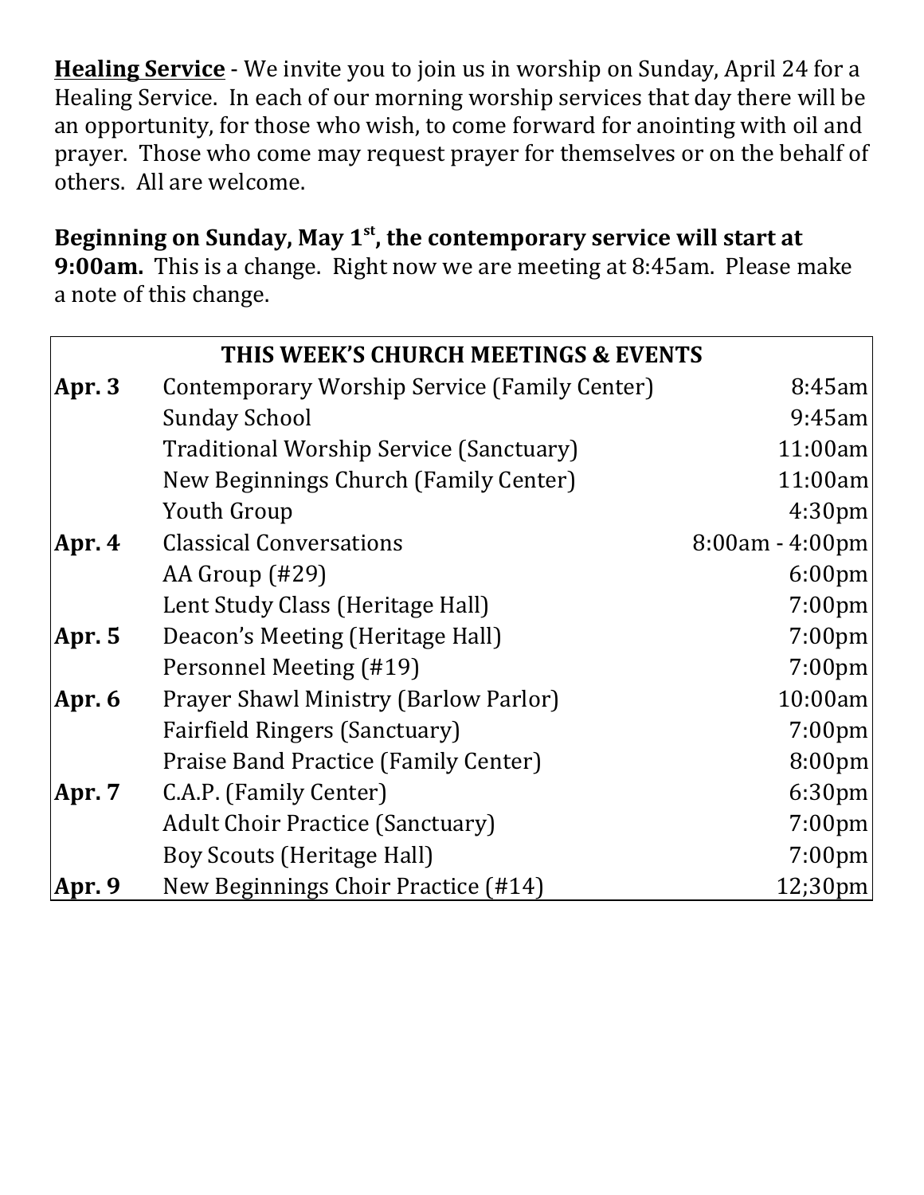**<u>Healing Service</u>** - We invite you to join us in worship on Sunday, April 24 for a Healing Service. In each of our morning worship services that day there will be an opportunity, for those who wish, to come forward for anointing with oil and prayer. Those who come may request prayer for themselves or on the behalf of others. All are welcome.

**Beginning on Sunday, May 1st, the contemporary service will start at 9:00am.** This is a change. Right now we are meeting at 8:45am. Please make a note of this change.

| THIS WEEK'S CHURCH MEETINGS & EVENTS | | |
|---|---|---|
| **Apr. 3** | Contemporary Worship Service (Family Center) | 8:45am |
| | Sunday School | 9:45am |
| | Traditional Worship Service (Sanctuary) | 11:00am |
| | New Beginnings Church (Family Center) | 11:00am |
| | Youth Group | 4:30pm |
| **Apr. 4** | Classical Conversations | 8:00am - 4:00pm |
| | AA Group (#29) | 6:00pm |
| | Lent Study Class (Heritage Hall) | 7:00pm |
| **Apr. 5** | Deacon's Meeting (Heritage Hall) | 7:00pm |
| | Personnel Meeting (#19) | 7:00pm |
| **Apr. 6** | Prayer Shawl Ministry (Barlow Parlor) | 10:00am |
| | Fairfield Ringers (Sanctuary) | 7:00pm |
| | Praise Band Practice (Family Center) | 8:00pm |
| **Apr. 7** | C.A.P. (Family Center) | 6:30pm |
| | Adult Choir Practice (Sanctuary) | 7:00pm |
| | Boy Scouts (Heritage Hall) | 7:00pm |
| **Apr. 9** | New Beginnings Choir Practice (#14) | 12;30pm |